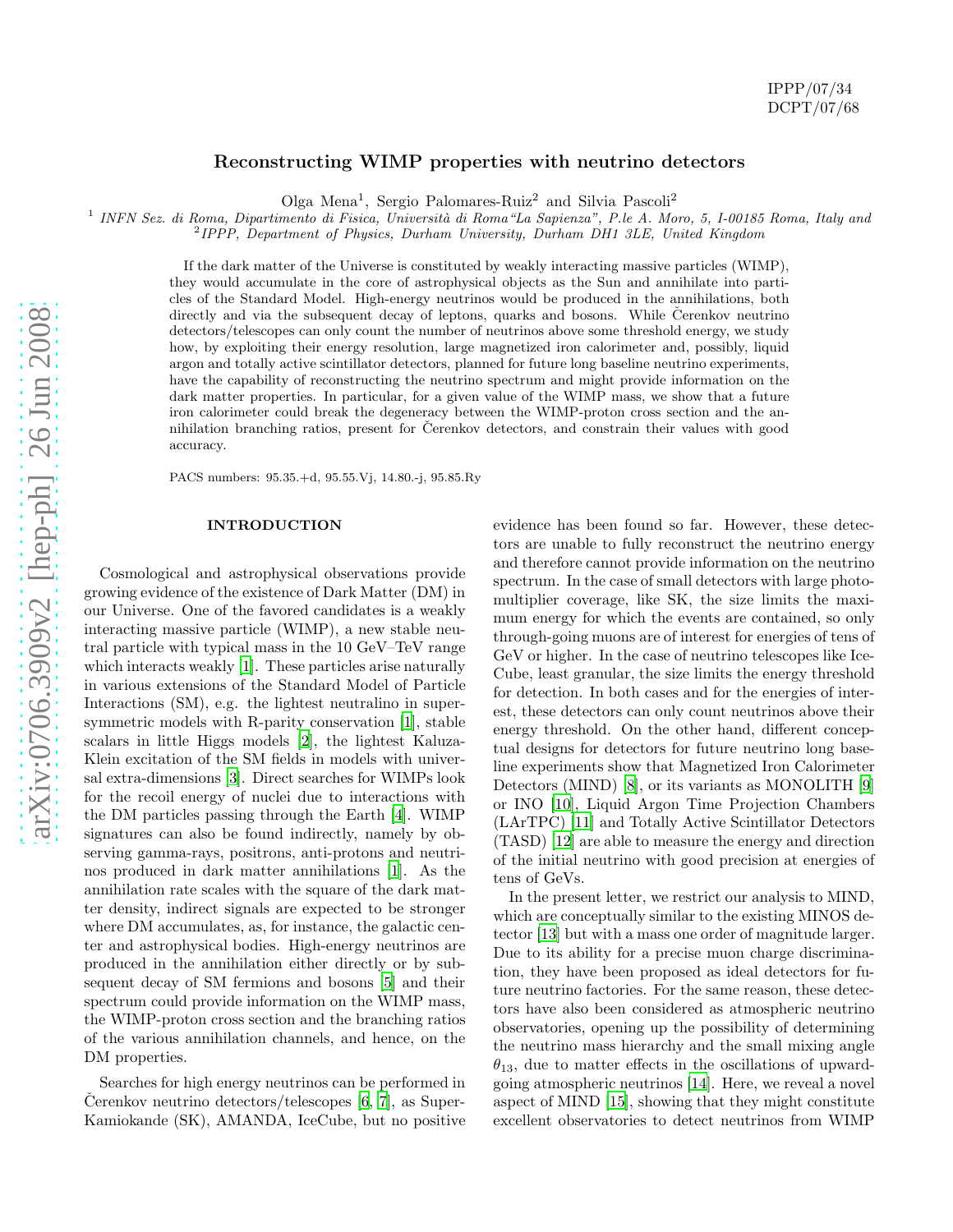IPPP/07/34
DCPT/07/68

# Reconstructing WIMP properties with neutrino detectors

Olga Mena[1], Sergio Palomares-Ruiz[2] and Silvia Pascoli[2]

[1] *INFN Sez. di Roma, Dipartimento di Fisica, Università di Roma "La Sapienza", P.le A. Moro, 5, I-00185 Roma, Italy and*
[2] *IPPP, Department of Physics, Durham University, Durham DH1 3LE, United Kingdom*

If the dark matter of the Universe is constituted by weakly interacting massive particles (WIMP), they would accumulate in the core of astrophysical objects as the Sun and annihilate into particles of the Standard Model. High-energy neutrinos would be produced in the annihilations, both directly and via the subsequent decay of leptons, quarks and bosons. While Čerenkov neutrino detectors/telescopes can only count the number of neutrinos above some threshold energy, we study how, by exploiting their energy resolution, large magnetized iron calorimeter and, possibly, liquid argon and totally active scintillator detectors, planned for future long baseline neutrino experiments, have the capability of reconstructing the neutrino spectrum and might provide information on the dark matter properties. In particular, for a given value of the WIMP mass, we show that a future iron calorimeter could break the degeneracy between the WIMP-proton cross section and the annihilation branching ratios, present for Čerenkov detectors, and constrain their values with good accuracy.

PACS numbers: 95.35.+d, 95.55.Vj, 14.80.-j, 95.85.Ry

## INTRODUCTION

Cosmological and astrophysical observations provide growing evidence of the existence of Dark Matter (DM) in our Universe. One of the favored candidates is a weakly interacting massive particle (WIMP), a new stable neutral particle with typical mass in the 10 GeV–TeV range which interacts weakly [1]. These particles arise naturally in various extensions of the Standard Model of Particle Interactions (SM), e.g. the lightest neutralino in supersymmetric models with R-parity conservation [1], stable scalars in little Higgs models [2], the lightest Kaluza-Klein excitation of the SM fields in models with universal extra-dimensions [3]. Direct searches for WIMPs look for the recoil energy of nuclei due to interactions with the DM particles passing through the Earth [4]. WIMP signatures can also be found indirectly, namely by observing gamma-rays, positrons, anti-protons and neutrinos produced in dark matter annihilations [1]. As the annihilation rate scales with the square of the dark matter density, indirect signals are expected to be stronger where DM accumulates, as, for instance, the galactic center and astrophysical bodies. High-energy neutrinos are produced in the annihilation either directly or by subsequent decay of SM fermions and bosons [5] and their spectrum could provide information on the WIMP mass, the WIMP-proton cross section and the branching ratios of the various annihilation channels, and hence, on the DM properties.

Searches for high energy neutrinos can be performed in Čerenkov neutrino detectors/telescopes [6, 7], as Super-Kamiokande (SK), AMANDA, IceCube, but no positive evidence has been found so far. However, these detectors are unable to fully reconstruct the neutrino energy and therefore cannot provide information on the neutrino spectrum. In the case of small detectors with large photomultiplier coverage, like SK, the size limits the maximum energy for which the events are contained, so only through-going muons are of interest for energies of tens of GeV or higher. In the case of neutrino telescopes like IceCube, least granular, the size limits the energy threshold for detection. In both cases and for the energies of interest, these detectors can only count neutrinos above their energy threshold. On the other hand, different conceptual designs for detectors for future neutrino long baseline experiments show that Magnetized Iron Calorimeter Detectors (MIND) [8], or its variants as MONOLITH [9] or INO [10], Liquid Argon Time Projection Chambers (LArTPC) [11] and Totally Active Scintillator Detectors (TASD) [12] are able to measure the energy and direction of the initial neutrino with good precision at energies of tens of GeVs.

In the present letter, we restrict our analysis to MIND, which are conceptually similar to the existing MINOS detector [13] but with a mass one order of magnitude larger. Due to its ability for a precise muon charge discrimination, they have been proposed as ideal detectors for future neutrino factories. For the same reason, these detectors have also been considered as atmospheric neutrino observatories, opening up the possibility of determining the neutrino mass hierarchy and the small mixing angle $\theta_{13}$, due to matter effects in the oscillations of upward-going atmospheric neutrinos [14]. Here, we reveal a novel aspect of MIND [15], showing that they might constitute excellent observatories to detect neutrinos from WIMP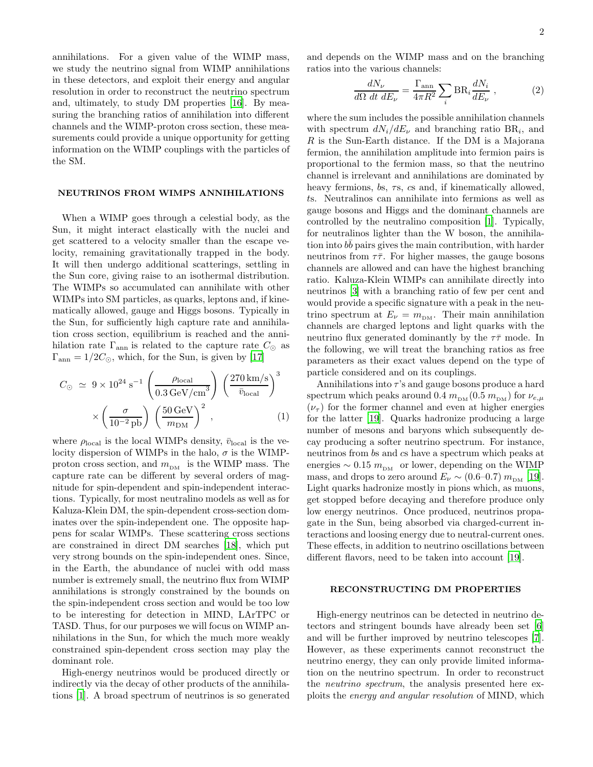annihilations. For a given value of the WIMP mass, we study the neutrino signal from WIMP annihilations in these detectors, and exploit their energy and angular resolution in order to reconstruct the neutrino spectrum and, ultimately, to study DM properties [16]. By measuring the branching ratios of annihilation into different channels and the WIMP-proton cross section, these measurements could provide a unique opportunity for getting information on the WIMP couplings with the particles of the SM.

## NEUTRINOS FROM WIMPS ANNIHILATIONS

When a WIMP goes through a celestial body, as the Sun, it might interact elastically with the nuclei and get scattered to a velocity smaller than the escape velocity, remaining gravitationally trapped in the body. It will then undergo additional scatterings, settling in the Sun core, giving raise to an isothermal distribution. The WIMPs so accumulated can annihilate with other WIMPs into SM particles, as quarks, leptons and, if kinematically allowed, gauge and Higgs bosons. Typically in the Sun, for sufficiently high capture rate and annihilation cross section, equilibrium is reached and the annihilation rate $\Gamma_{\rm ann}$ is related to the capture rate $C_\odot$ as $\Gamma_{\rm ann} = 1/2 C_\odot$, which, for the Sun, is given by [17]

$$
\begin{aligned}
C_\odot \;\simeq\; & 9\times 10^{24}\ \mathrm{s}^{-1} \left(\frac{\rho_{\rm local}}{0.3\,\mathrm{GeV/cm}^3}\right)\left(\frac{270\,\mathrm{km/s}}{\bar{v}_{\rm local}}\right)^3 \\
& \times \left(\frac{\sigma}{10^{-2}\,\mathrm{pb}}\right)\left(\frac{50\,\mathrm{GeV}}{m_{\rm DM}}\right)^2 ,
\end{aligned} \tag{1}
$$

where $\rho_{\rm local}$ is the local WIMPs density, $\bar{v}_{\rm local}$ is the velocity dispersion of WIMPs in the halo, $\sigma$ is the WIMP-proton cross section, and $m_{\rm DM}$ is the WIMP mass. The capture rate can be different by several orders of magnitude for spin-dependent and spin-independent interactions. Typically, for most neutralino models as well as for Kaluza-Klein DM, the spin-dependent cross-section dominates over the spin-independent one. The opposite happens for scalar WIMPs. These scattering cross sections are constrained in direct DM searches [18], which put very strong bounds on the spin-independent ones. Since, in the Earth, the abundance of nuclei with odd mass number is extremely small, the neutrino flux from WIMP annihilations is strongly constrained by the bounds on the spin-independent cross section and would be too low to be interesting for detection in MIND, LArTPC or TASD. Thus, for our purposes we will focus on WIMP annihilations in the Sun, for which the much more weakly constrained spin-dependent cross section may play the dominant role.

High-energy neutrinos would be produced directly or indirectly via the decay of other products of the annihilations [1]. A broad spectrum of neutrinos is so generated and depends on the WIMP mass and on the branching ratios into the various channels:

$$
\frac{dN_\nu}{d\Omega\ dt\ dE_\nu} = \frac{\Gamma_{\rm ann}}{4\pi R^2} \sum_i \mathrm{BR}_i \frac{dN_i}{dE_\nu} , \tag{2}
$$

where the sum includes the possible annihilation channels with spectrum $dN_i/dE_\nu$ and branching ratio $\mathrm{BR}_i$, and $R$ is the Sun-Earth distance. If the DM is a Majorana fermion, the annihilation amplitude into fermion pairs is proportional to the fermion mass, so that the neutrino channel is irrelevant and annihilations are dominated by heavy fermions, $b$s, $\tau$s, $c$s and, if kinematically allowed, $t$s. Neutralinos can annihilate into fermions as well as gauge bosons and Higgs and the dominant channels are controlled by the neutralino composition [1]. Typically, for neutralinos lighter than the W boson, the annihilation into $b\bar{b}$ pairs gives the main contribution, with harder neutrinos from $\tau\bar{\tau}$. For higher masses, the gauge bosons channels are allowed and can have the highest branching ratio. Kaluza-Klein WIMPs can annihilate directly into neutrinos [3] with a branching ratio of few per cent and would provide a specific signature with a peak in the neutrino spectrum at $E_\nu = m_{\rm DM}$. Their main annihilation channels are charged leptons and light quarks with the neutrino flux generated dominantly by the $\tau\bar{\tau}$ mode. In the following, we will treat the branching ratios as free parameters as their exact values depend on the type of particle considered and on its couplings.

Annihilations into $\tau$'s and gauge bosons produce a hard spectrum which peaks around $0.4\ m_{\rm DM} (0.5\ m_{\rm DM})$ for $\nu_{e,\mu}$ ($\nu_\tau$) for the former channel and even at higher energies for the latter [19]. Quarks hadronize producing a large number of mesons and baryons which subsequently decay producing a softer neutrino spectrum. For instance, neutrinos from $b$s and $c$s have a spectrum which peaks at energies $\sim 0.15\ m_{\rm DM}$ or lower, depending on the WIMP mass, and drops to zero around $E_\nu \sim (0.6\text{–}0.7)\ m_{\rm DM}$ [19]. Light quarks hadronize mostly in pions which, as muons, get stopped before decaying and therefore produce only low energy neutrinos. Once produced, neutrinos propagate in the Sun, being absorbed via charged-current interactions and loosing energy due to neutral-current ones. These effects, in addition to neutrino oscillations between different flavors, need to be taken into account [19].

## RECONSTRUCTING DM PROPERTIES

High-energy neutrinos can be detected in neutrino detectors and stringent bounds have already been set [6] and will be further improved by neutrino telescopes [7]. However, as these experiments cannot reconstruct the neutrino energy, they can only provide limited information on the neutrino spectrum. In order to reconstruct the *neutrino spectrum*, the analysis presented here exploits the *energy and angular resolution* of MIND, which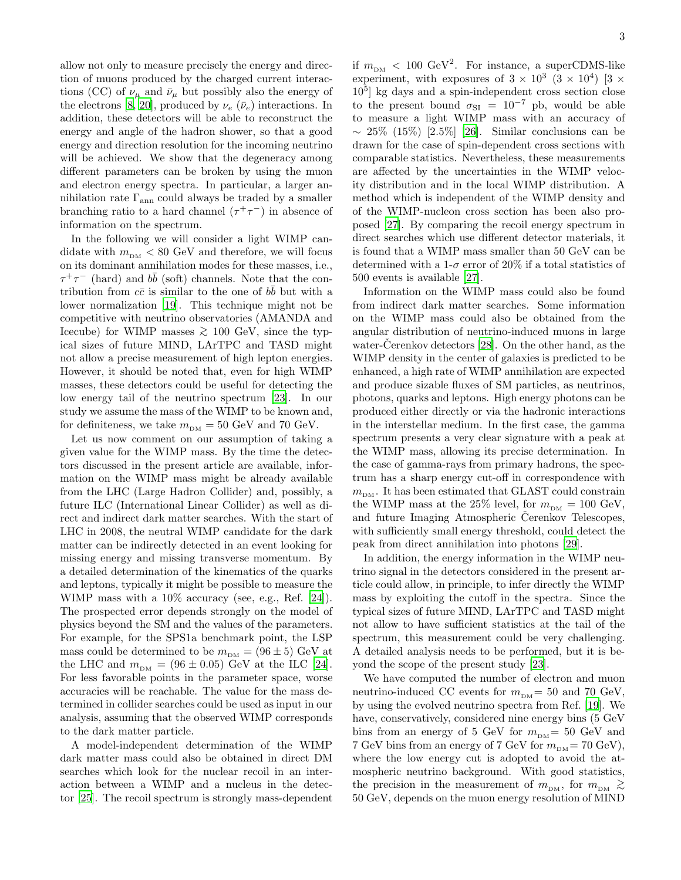allow not only to measure precisely the energy and direction of muons produced by the charged current interactions (CC) of $\nu_\mu$ and $\bar{\nu}_\mu$ but possibly also the energy of the electrons [8, 20], produced by $\nu_e$ ($\bar{\nu}_e$) interactions. In addition, these detectors will be able to reconstruct the energy and angle of the hadron shower, so that a good energy and direction resolution for the incoming neutrino will be achieved. We show that the degeneracy among different parameters can be broken by using the muon and electron energy spectra. In particular, a larger annihilation rate $\Gamma_{\rm ann}$ could always be traded by a smaller branching ratio to a hard channel ($\tau^+\tau^-$) in absence of information on the spectrum.

In the following we will consider a light WIMP candidate with $m_{\rm DM} < 80$ GeV and therefore, we will focus on its dominant annihilation modes for these masses, i.e., $\tau^+\tau^-$ (hard) and $b\bar{b}$ (soft) channels. Note that the contribution from $c\bar{c}$ is similar to the one of $b\bar{b}$ but with a lower normalization [19]. This technique might not be competitive with neutrino observatories (AMANDA and Icecube) for WIMP masses $\gtrsim 100$ GeV, since the typical sizes of future MIND, LArTPC and TASD might not allow a precise measurement of high lepton energies. However, it should be noted that, even for high WIMP masses, these detectors could be useful for detecting the low energy tail of the neutrino spectrum [23]. In our study we assume the mass of the WIMP to be known and, for definiteness, we take $m_{\rm DM} = 50$ GeV and 70 GeV.

Let us now comment on our assumption of taking a given value for the WIMP mass. By the time the detectors discussed in the present article are available, information on the WIMP mass might be already available from the LHC (Large Hadron Collider) and, possibly, a future ILC (International Linear Collider) as well as direct and indirect dark matter searches. With the start of LHC in 2008, the neutral WIMP candidate for the dark matter can be indirectly detected in an event looking for missing energy and missing transverse momentum. By a detailed determination of the kinematics of the quarks and leptons, typically it might be possible to measure the WIMP mass with a 10% accuracy (see, e.g., Ref. [24]). The prospected error depends strongly on the model of physics beyond the SM and the values of the parameters. For example, for the SPS1a benchmark point, the LSP mass could be determined to be $m_{\rm DM} = (96 \pm 5)$ GeV at the LHC and $m_{\rm DM} = (96 \pm 0.05)$ GeV at the ILC [24]. For less favorable points in the parameter space, worse accuracies will be reachable. The value for the mass determined in collider searches could be used as input in our analysis, assuming that the observed WIMP corresponds to the dark matter particle.

A model-independent determination of the WIMP dark matter mass could also be obtained in direct DM searches which look for the nuclear recoil in an interaction between a WIMP and a nucleus in the detector [25]. The recoil spectrum is strongly mass-dependent if $m_{\rm DM} < 100$ GeV$^2$. For instance, a superCDMS-like experiment, with exposures of $3 \times 10^3$ ($3 \times 10^4$) [$3 \times 10^5$] kg days and a spin-independent cross section close to the present bound $\sigma_{\rm SI} = 10^{-7}$ pb, would be able to measure a light WIMP mass with an accuracy of $\sim 25\%$ (15%) [2.5%] [26]. Similar conclusions can be drawn for the case of spin-dependent cross sections with comparable statistics. Nevertheless, these measurements are affected by the uncertainties in the WIMP velocity distribution and in the local WIMP distribution. A method which is independent of the WIMP density and of the WIMP-nucleon cross section has been also proposed [27]. By comparing the recoil energy spectrum in direct searches which use different detector materials, it is found that a WIMP mass smaller than 50 GeV can be determined with a 1-$\sigma$ error of 20% if a total statistics of 500 events is available [27].

Information on the WIMP mass could also be found from indirect dark matter searches. Some information on the WIMP mass could also be obtained from the angular distribution of neutrino-induced muons in large water-Čerenkov detectors [28]. On the other hand, as the WIMP density in the center of galaxies is predicted to be enhanced, a high rate of WIMP annihilation are expected and produce sizable fluxes of SM particles, as neutrinos, photons, quarks and leptons. High energy photons can be produced either directly or via the hadronic interactions in the interstellar medium. In the first case, the gamma spectrum presents a very clear signature with a peak at the WIMP mass, allowing its precise determination. In the case of gamma-rays from primary hadrons, the spectrum has a sharp energy cut-off in correspondence with $m_{\rm DM}$. It has been estimated that GLAST could constrain the WIMP mass at the 25% level, for $m_{\rm DM} = 100$ GeV, and future Imaging Atmospheric Čerenkov Telescopes, with sufficiently small energy threshold, could detect the peak from direct annihilation into photons [29].

In addition, the energy information in the WIMP neutrino signal in the detectors considered in the present article could allow, in principle, to infer directly the WIMP mass by exploiting the cutoff in the spectra. Since the typical sizes of future MIND, LArTPC and TASD might not allow to have sufficient statistics at the tail of the spectrum, this measurement could be very challenging. A detailed analysis needs to be performed, but it is beyond the scope of the present study [23].

We have computed the number of electron and muon neutrino-induced CC events for $m_{\rm DM}$= 50 and 70 GeV, by using the evolved neutrino spectra from Ref. [19]. We have, conservatively, considered nine energy bins (5 GeV bins from an energy of 5 GeV for $m_{\rm DM}$= 50 GeV and 7 GeV bins from an energy of 7 GeV for $m_{\rm DM}$= 70 GeV), where the low energy cut is adopted to avoid the atmospheric neutrino background. With good statistics, the precision in the measurement of $m_{\rm DM}$, for $m_{\rm DM} \gtrsim$ 50 GeV, depends on the muon energy resolution of MIND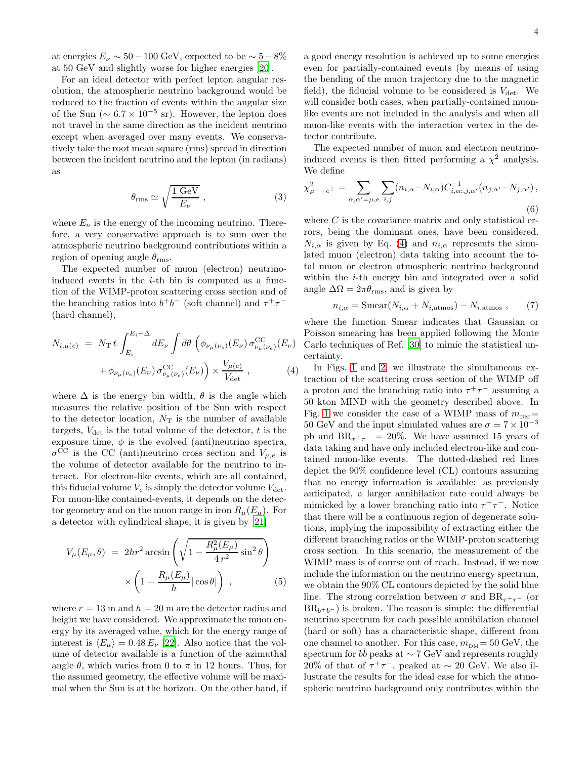at energies $E_\nu \sim 50-100$ GeV, expected to be $\sim 5-8\%$ at 50 GeV and slightly worse for higher energies [20].

For an ideal detector with perfect lepton angular resolution, the atmospheric neutrino background would be reduced to the fraction of events within the angular size of the Sun ($\sim 6.7 \times 10^{-5}$ sr). However, the lepton does not travel in the same direction as the incident neutrino except when averaged over many events. We conservatively take the root mean square (rms) spread in direction between the incident neutrino and the lepton (in radians) as

$$\theta_{\rm rms} \simeq \sqrt{\frac{1 \text{ GeV}}{E_\nu}} \ , \tag{3}$$

where $E_\nu$ is the energy of the incoming neutrino. Therefore, a very conservative approach is to sum over the atmospheric neutrino background contributions within a region of opening angle $\theta_{\rm rms}$.

The expected number of muon (electron) neutrino-induced events in the $i$-th bin is computed as a function of the WIMP-proton scattering cross section and of the branching ratios into $b^+b^-$ (soft channel) and $\tau^+\tau^-$ (hard channel),

$$\begin{aligned} N_{i,\mu(e)} &= N_{\rm T}\, t \int_{E_i}^{E_i+\Delta} dE_\nu \int d\theta \, \Big( \phi_{\nu_\mu(\nu_e)}(E_\nu)\, \sigma^{\rm CC}_{\nu_\mu(\nu_e)}(E_\nu) \\ &\quad + \phi_{\bar\nu_\mu(\bar\nu_e)}(E_\nu)\, \sigma^{\rm CC}_{\bar\nu_\mu(\bar\nu_e)}(E_\nu) \Big) \times \frac{V_{\mu(e)}}{V_{\rm det}} \ , \end{aligned} \tag{4}$$

where $\Delta$ is the energy bin width, $\theta$ is the angle which measures the relative position of the Sun with respect to the detector location, $N_{\rm T}$ is the number of available targets, $V_{\rm det}$ is the total volume of the detector, $t$ is the exposure time, $\phi$ is the evolved (anti)neutrino spectra, $\sigma^{\rm CC}$ is the CC (anti)neutrino cross section and $V_{\mu,e}$ is the volume of detector available for the neutrino to interact. For electron-like events, which are all contained, this fiducial volume $V_e$ is simply the detector volume $V_{\rm det}$. For muon-like contained-events, it depends on the detector geometry and on the muon range in iron $R_\mu(E_\mu)$. For a detector with cylindrical shape, it is given by [21]

$$\begin{aligned} V_\mu(E_\mu, \theta) &= 2hr^2 \arcsin\left( \sqrt{1 - \frac{R_\mu^2(E_\mu)}{4\, r^2}\sin^2\theta} \right) \\ &\quad \times \left( 1 - \frac{R_\mu(E_\mu)}{h} |\cos\theta| \right) \ , \end{aligned} \tag{5}$$

where $r = 13$ m and $h = 20$ m are the detector radius and height we have considered. We approximate the muon energy by its averaged value, which for the energy range of interest is $\langle E_\mu \rangle = 0.48\, E_\nu$ [22]. Also notice that the volume of detector available is a function of the azimuthal angle $\theta$, which varies from 0 to $\pi$ in 12 hours. Thus, for the assumed geometry, the effective volume will be maximal when the Sun is at the horizon. On the other hand, if a good energy resolution is achieved up to some energies even for partially-contained events (by means of using the bending of the muon trajectory due to the magnetic field), the fiducial volume to be considered is $V_{\rm det}$. We will consider both cases, when partially-contained muon-like events are not included in the analysis and when all muon-like events with the interaction vertex in the detector contribute.

The expected number of muon and electron neutrino-induced events is then fitted performing a $\chi^2$ analysis. We define

$$\chi^2_{\mu^\pm + e^\pm} = \sum_{\alpha,\alpha'=\mu,e} \sum_{i,j} (n_{i,\alpha} - N_{i,\alpha}) C^{-1}_{i,\alpha:,j,\alpha'} (n_{j,\alpha'} - N_{j,\alpha'}) \ , \tag{6}$$

where $C$ is the covariance matrix and only statistical errors, being the dominant ones, have been considered. $N_{i,\alpha}$ is given by Eq. (4) and $n_{i,\alpha}$ represents the simulated muon (electron) data taking into account the total muon or electron atmospheric neutrino background within the $i$-th energy bin and integrated over a solid angle $\Delta\Omega = 2\pi\theta_{\rm rms}$, and is given by

$$n_{i,\alpha} = {\rm Smear}(N_{i,\alpha} + N_{i,\rm atmos}) - N_{i,\rm atmos} \ , \tag{7}$$

where the function Smear indicates that Gaussian or Poisson smearing has been applied following the Monte Carlo techniques of Ref. [30] to mimic the statistical uncertainty.

In Figs. 1 and 2, we illustrate the simultaneous extraction of the scattering cross section of the WIMP off a proton and the branching ratio into $\tau^+\tau^-$ assuming a 50 kton MIND with the geometry described above. In Fig. 1 we consider the case of a WIMP mass of $m_{\rm DM} = 50$ GeV and the input simulated values are $\sigma = 7 \times 10^{-3}$ pb and ${\rm BR}_{\tau^+\tau^-} = 20\%$. We have assumed 15 years of data taking and have only included electron-like and contained muon-like events. The dotted-dashed red lines depict the 90% confidence level (CL) contours assuming that no energy information is available: as previously anticipated, a larger annihilation rate could always be mimicked by a lower branching ratio into $\tau^+\tau^-$. Notice that there will be a continuous region of degenerate solutions, implying the impossibility of extracting either the different branching ratios or the WIMP-proton scattering cross section. In this scenario, the measurement of the WIMP mass is of course out of reach. Instead, if we now include the information on the neutrino energy spectrum, we obtain the 90% CL contours depicted by the solid blue line. The strong correlation between $\sigma$ and ${\rm BR}_{\tau^+\tau^-}$ (or ${\rm BR}_{b^+b^-}$) is broken. The reason is simple: the differential neutrino spectrum for each possible annihilation channel (hard or soft) has a characteristic shape, different from one channel to another. For this case, $m_{\rm DM} = 50$ GeV, the spectrum for $b\bar{b}$ peaks at $\sim 7$ GeV and represents roughly 20% of that of $\tau^+\tau^-$, peaked at $\sim 20$ GeV. We also illustrate the results for the ideal case for which the atmospheric neutrino background only contributes within the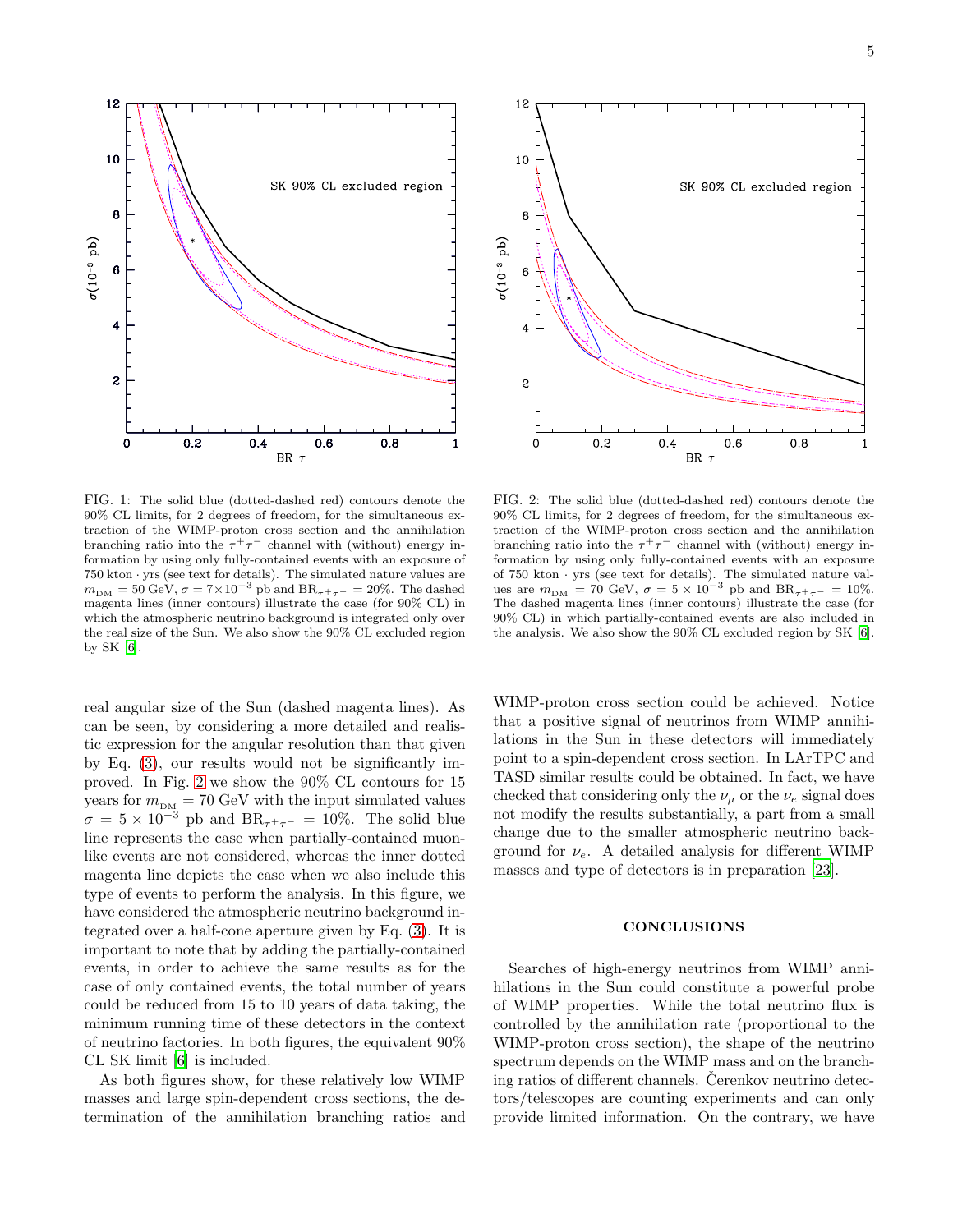FIG. 1: The solid blue (dotted-dashed red) contours denote the 90% CL limits, for 2 degrees of freedom, for the simultaneous extraction of the WIMP-proton cross section and the annihilation branching ratio into the $\tau^+\tau^-$ channel with (without) energy information by using only fully-contained events with an exposure of 750 kton · yrs (see text for details). The simulated nature values are $m_{\rm DM} = 50$ GeV, $\sigma = 7 \times 10^{-3}$ pb and $\mathrm{BR}_{\tau^+\tau^-} = 20\%$. The dashed magenta lines (inner contours) illustrate the case (for 90% CL) in which the atmospheric neutrino background is integrated only over the real size of the Sun. We also show the 90% CL excluded region by SK [6].

FIG. 2: The solid blue (dotted-dashed red) contours denote the 90% CL limits, for 2 degrees of freedom, for the simultaneous extraction of the WIMP-proton cross section and the annihilation branching ratio into the $\tau^+\tau^-$ channel with (without) energy information by using only fully-contained events with an exposure of 750 kton · yrs (see text for details). The simulated nature values are $m_{\rm DM} = 70$ GeV, $\sigma = 5 \times 10^{-3}$ pb and $\mathrm{BR}_{\tau^+\tau^-} = 10\%$. The dashed magenta lines (inner contours) illustrate the case (for 90% CL) in which partially-contained events are also included in the analysis. We also show the 90% CL excluded region by SK [6].

real angular size of the Sun (dashed magenta lines). As can be seen, by considering a more detailed and realistic expression for the angular resolution than that given by Eq. (3), our results would not be significantly improved. In Fig. 2 we show the 90% CL contours for 15 years for $m_{\rm DM} = 70$ GeV with the input simulated values $\sigma = 5 \times 10^{-3}$ pb and $\mathrm{BR}_{\tau^+\tau^-} = 10\%$. The solid blue line represents the case when partially-contained muon-like events are not considered, whereas the inner dotted magenta line depicts the case when we also include this type of events to perform the analysis. In this figure, we have considered the atmospheric neutrino background integrated over a half-cone aperture given by Eq. (3). It is important to note that by adding the partially-contained events, in order to achieve the same results as for the case of only contained events, the total number of years could be reduced from 15 to 10 years of data taking, the minimum running time of these detectors in the context of neutrino factories. In both figures, the equivalent 90% CL SK limit [6] is included.

As both figures show, for these relatively low WIMP masses and large spin-dependent cross sections, the determination of the annihilation branching ratios and WIMP-proton cross section could be achieved. Notice that a positive signal of neutrinos from WIMP annihilations in the Sun in these detectors will immediately point to a spin-dependent cross section. In LArTPC and TASD similar results could be obtained. In fact, we have checked that considering only the $\nu_\mu$ or the $\nu_e$ signal does not modify the results substantially, a part from a small change due to the smaller atmospheric neutrino background for $\nu_e$. A detailed analysis for different WIMP masses and type of detectors is in preparation [23].

## CONCLUSIONS

Searches of high-energy neutrinos from WIMP annihilations in the Sun could constitute a powerful probe of WIMP properties. While the total neutrino flux is controlled by the annihilation rate (proportional to the WIMP-proton cross section), the shape of the neutrino spectrum depends on the WIMP mass and on the branching ratios of different channels. Čerenkov neutrino detectors/telescopes are counting experiments and can only provide limited information. On the contrary, we have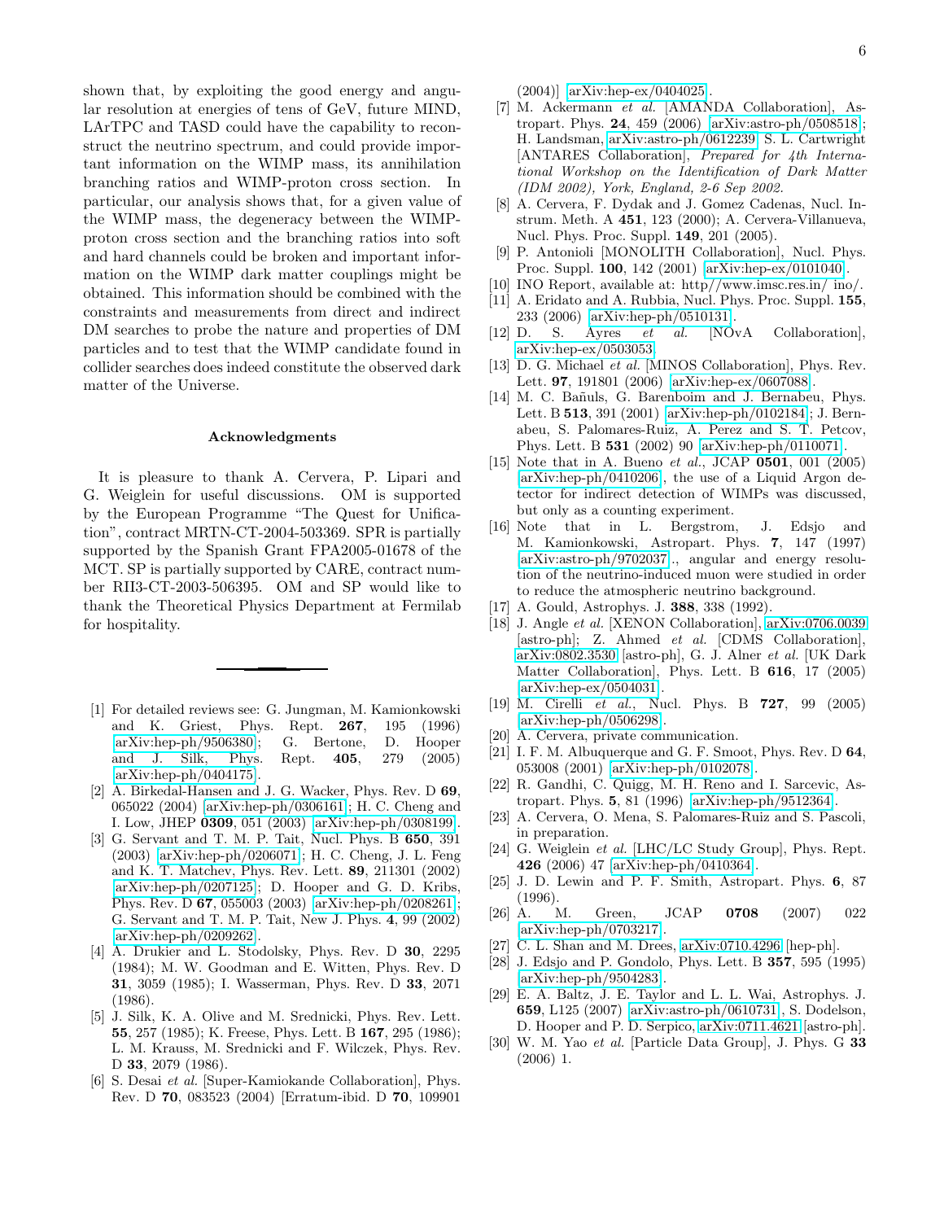shown that, by exploiting the good energy and angular resolution at energies of tens of GeV, future MIND, LArTPC and TASD could have the capability to reconstruct the neutrino spectrum, and could provide important information on the WIMP mass, its annihilation branching ratios and WIMP-proton cross section. In particular, our analysis shows that, for a given value of the WIMP mass, the degeneracy between the WIMP-proton cross section and the branching ratios into soft and hard channels could be broken and important information on the WIMP dark matter couplings might be obtained. This information should be combined with the constraints and measurements from direct and indirect DM searches to probe the nature and properties of DM particles and to test that the WIMP candidate found in collider searches does indeed constitute the observed dark matter of the Universe.

### Acknowledgments

It is pleasure to thank A. Cervera, P. Lipari and G. Weiglein for useful discussions. OM is supported by the European Programme "The Quest for Unification", contract MRTN-CT-2004-503369. SPR is partially supported by the Spanish Grant FPA2005-01678 of the MCT. SP is partially supported by CARE, contract number RII3-CT-2003-506395. OM and SP would like to thank the Theoretical Physics Department at Fermilab for hospitality.

---

[1] For detailed reviews see: G. Jungman, M. Kamionkowski and K. Griest, Phys. Rept. **267**, 195 (1996) [arXiv:hep-ph/9506380]; G. Bertone, D. Hooper and J. Silk, Phys. Rept. **405**, 279 (2005) [arXiv:hep-ph/0404175].

[2] A. Birkedal-Hansen and J. G. Wacker, Phys. Rev. D **69**, 065022 (2004) [arXiv:hep-ph/0306161]; H. C. Cheng and I. Low, JHEP **0309**, 051 (2003) [arXiv:hep-ph/0308199].

[3] G. Servant and T. M. P. Tait, Nucl. Phys. B **650**, 391 (2003) [arXiv:hep-ph/0206071]; H. C. Cheng, J. L. Feng and K. T. Matchev, Phys. Rev. Lett. **89**, 211301 (2002) [arXiv:hep-ph/0207125]; D. Hooper and G. D. Kribs, Phys. Rev. D **67**, 055003 (2003) [arXiv:hep-ph/0208261]; G. Servant and T. M. P. Tait, New J. Phys. **4**, 99 (2002) [arXiv:hep-ph/0209262].

[4] A. Drukier and L. Stodolsky, Phys. Rev. D **30**, 2295 (1984); M. W. Goodman and E. Witten, Phys. Rev. D **31**, 3059 (1985); I. Wasserman, Phys. Rev. D **33**, 2071 (1986).

[5] J. Silk, K. A. Olive and M. Srednicki, Phys. Rev. Lett. **55**, 257 (1985); K. Freese, Phys. Lett. B **167**, 295 (1986); L. M. Krauss, M. Srednicki and F. Wilczek, Phys. Rev. D **33**, 2079 (1986).

[6] S. Desai *et al.* [Super-Kamiokande Collaboration], Phys. Rev. D **70**, 083523 (2004) [Erratum-ibid. D **70**, 109901 (2004)] [arXiv:hep-ex/0404025].

[7] M. Ackermann *et al.* [AMANDA Collaboration], Astropart. Phys. **24**, 459 (2006) [arXiv:astro-ph/0508518]; H. Landsman, [arXiv:astro-ph/0612239] S. L. Cartwright [ANTARES Collaboration], *Prepared for 4th International Workshop on the Identification of Dark Matter (IDM 2002), York, England, 2-6 Sep 2002.*

[8] A. Cervera, F. Dydak and J. Gomez Cadenas, Nucl. Instrum. Meth. A **451**, 123 (2000); A. Cervera-Villanueva, Nucl. Phys. Proc. Suppl. **149**, 201 (2005).

[9] P. Antonioli [MONOLITH Collaboration], Nucl. Phys. Proc. Suppl. **100**, 142 (2001) [arXiv:hep-ex/0101040].

[10] INO Report, available at: http//www.imsc.res.in/ ino/.

[11] A. Eridato and A. Rubbia, Nucl. Phys. Proc. Suppl. **155**, 233 (2006) [arXiv:hep-ph/0510131].

[12] D. S. Ayres *et al.* [NOvA Collaboration], [arXiv:hep-ex/0503053]

[13] D. G. Michael *et al.* [MINOS Collaboration], Phys. Rev. Lett. **97**, 191801 (2006) [arXiv:hep-ex/0607088].

[14] M. C. Bañuls, G. Barenboim and J. Bernabeu, Phys. Lett. B **513**, 391 (2001) [arXiv:hep-ph/0102184]; J. Bernabeu, S. Palomares-Ruiz, A. Perez and S. T. Petcov, Phys. Lett. B **531** (2002) 90 [arXiv:hep-ph/0110071].

[15] Note that in A. Bueno *et al.*, JCAP **0501**, 001 (2005) [arXiv:hep-ph/0410206], the use of a Liquid Argon detector for indirect detection of WIMPs was discussed, but only as a counting experiment.

[16] Note that in L. Bergstrom, J. Edsjo and M. Kamionkowski, Astropart. Phys. **7**, 147 (1997) [arXiv:astro-ph/9702037]., angular and energy resolution of the neutrino-induced muon were studied in order to reduce the atmospheric neutrino background.

[17] A. Gould, Astrophys. J. **388**, 338 (1992).

[18] J. Angle *et al.* [XENON Collaboration], arXiv:0706.0039 [astro-ph]; Z. Ahmed *et al.* [CDMS Collaboration], arXiv:0802.3530 [astro-ph], G. J. Alner *et al.* [UK Dark Matter Collaboration], Phys. Lett. B **616**, 17 (2005) [arXiv:hep-ex/0504031].

[19] M. Cirelli *et al.*, Nucl. Phys. B **727**, 99 (2005) [arXiv:hep-ph/0506298].

[20] A. Cervera, private communication.

[21] I. F. M. Albuquerque and G. F. Smoot, Phys. Rev. D **64**, 053008 (2001) [arXiv:hep-ph/0102078].

[22] R. Gandhi, C. Quigg, M. H. Reno and I. Sarcevic, Astropart. Phys. **5**, 81 (1996) [arXiv:hep-ph/9512364].

[23] A. Cervera, O. Mena, S. Palomares-Ruiz and S. Pascoli, in preparation.

[24] G. Weiglein *et al.* [LHC/LC Study Group], Phys. Rept. **426** (2006) 47 [arXiv:hep-ph/0410364].

[25] J. D. Lewin and P. F. Smith, Astropart. Phys. **6**, 87 (1996).

[26] A. M. Green, JCAP **0708** (2007) 022 [arXiv:hep-ph/0703217].

[27] C. L. Shan and M. Drees, arXiv:0710.4296 [hep-ph].

[28] J. Edsjo and P. Gondolo, Phys. Lett. B **357**, 595 (1995) [arXiv:hep-ph/9504283].

[29] E. A. Baltz, J. E. Taylor and L. L. Wai, Astrophys. J. **659**, L125 (2007) [arXiv:astro-ph/0610731], S. Dodelson, D. Hooper and P. D. Serpico, arXiv:0711.4621 [astro-ph].

[30] W. M. Yao *et al.* [Particle Data Group], J. Phys. G **33** (2006) 1.